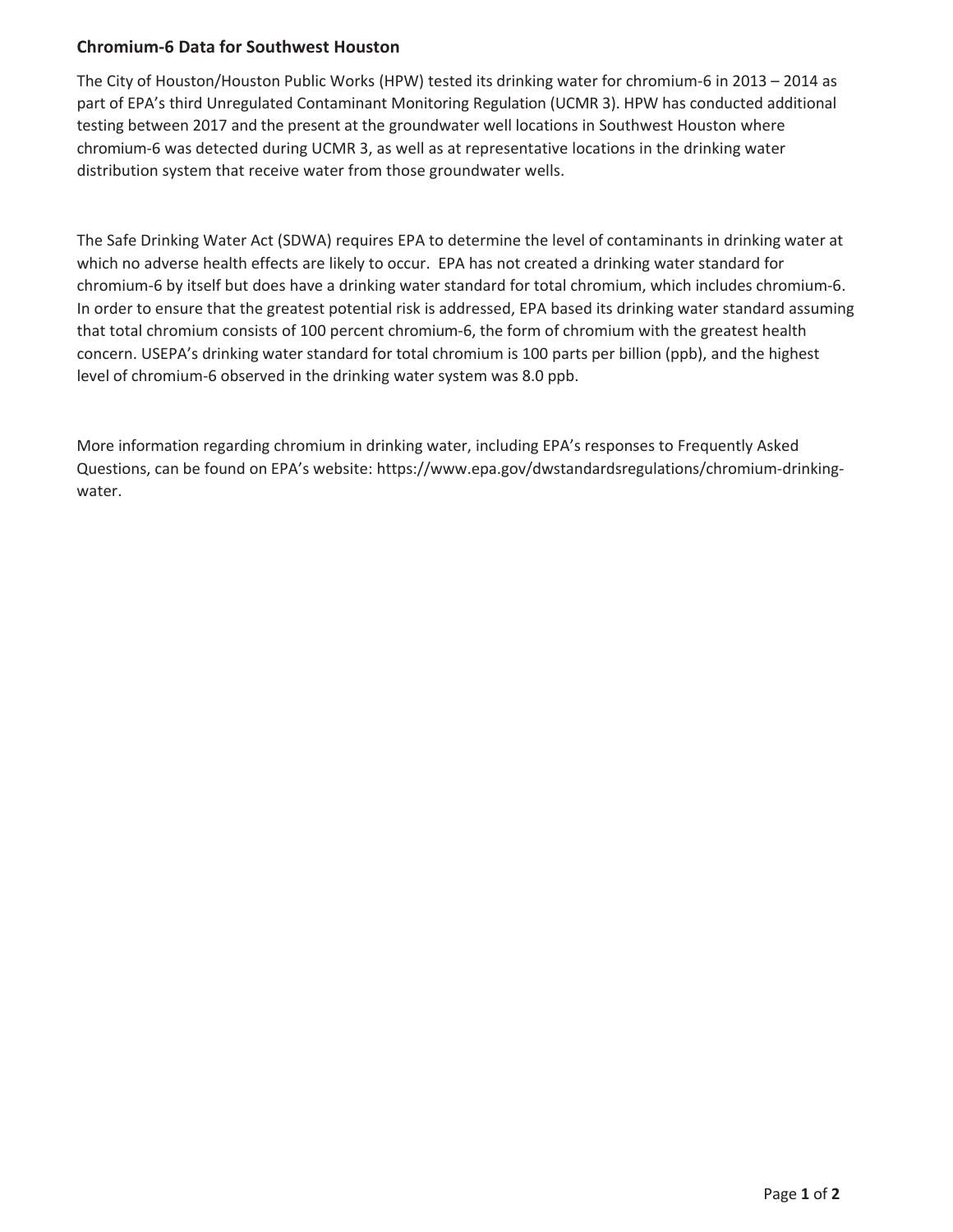## Chromium-6 Data for Southwest Houston

The City of Houston/Houston Public Works (HPW) tested its drinking water for chromium-6 in 2013 – 2014 as part of EPA's third Unregulated Contaminant Monitoring Regulation (UCMR 3). HPW has conducted additional testing between 2017 and the present at the groundwater well locations in Southwest Houston where chromium-6 was detected during UCMR 3, as well as at representative locations in the drinking water distribution system that receive water from those groundwater wells.

The Safe Drinking Water Act (SDWA) requires EPA to determine the level of contaminants in drinking water at which no adverse health effects are likely to occur. EPA has not created a drinking water standard for chromium-6 by itself but does have a drinking water standard for total chromium, which includes chromium-6. In order to ensure that the greatest potential risk is addressed, EPA based its drinking water standard assuming that total chromium consists of 100 percent chromium-6, the form of chromium with the greatest health concern. USEPA's drinking water standard for total chromium is 100 parts per billion (ppb), and the highest level of chromium-6 observed in the drinking water system was 8.0 ppb.

More information regarding chromium in drinking water, including EPA's responses to Frequently Asked Questions, can be found on EPA's website: https://www.epa.gov/dwstandardsregulations/chromium-drinking-water.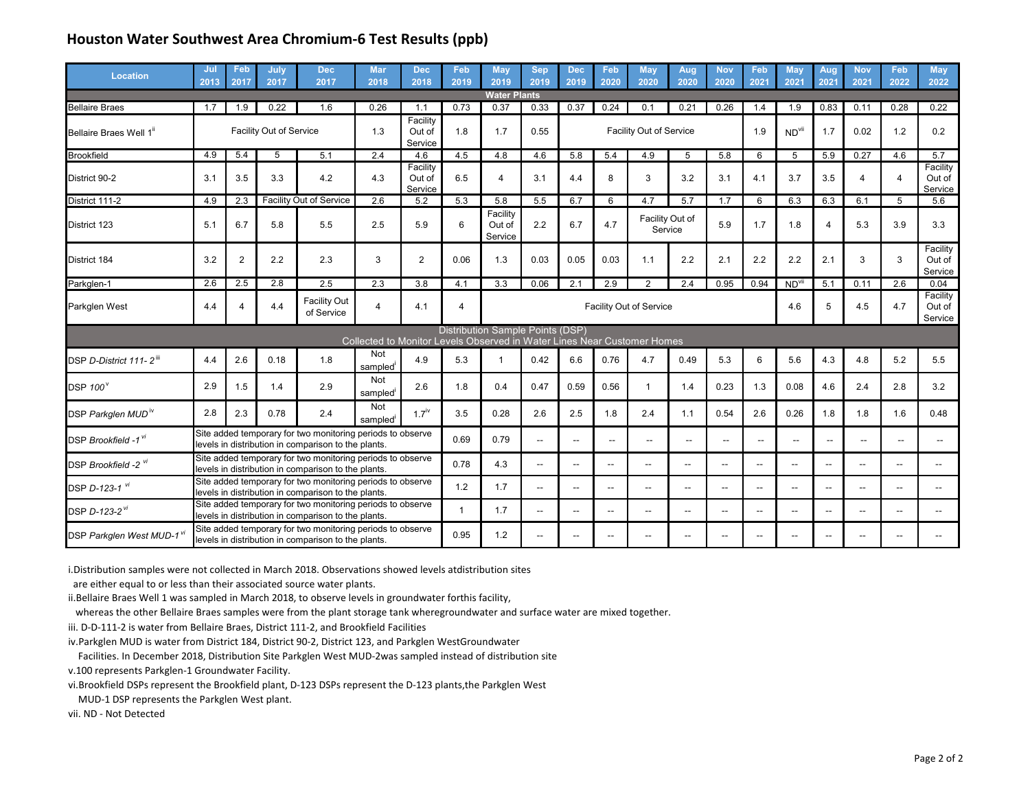## Houston Water Southwest Area Chromium-6 Test Results (ppb)

| Location | Jul 2013 | Feb 2017 | July 2017 | Dec 2017 | Mar 2018 | Dec 2018 | Feb 2019 | May 2019 | Sep 2019 | Dec 2019 | Feb 2020 | May 2020 | Aug 2020 | Nov 2020 | Feb 2021 | May 2021 | Aug 2021 | Nov 2021 | Feb 2022 | May 2022 |
|---|---|---|---|---|---|---|---|---|---|---|---|---|---|---|---|---|---|---|---|---|
| **Water Plants** | | | | | | | | | | | | | | | | | | | | |
| Bellaire Braes | 1.7 | 1.9 | 0.22 | 1.6 | 0.26 | 1.1 | 0.73 | 0.37 | 0.33 | 0.37 | 0.24 | 0.1 | 0.21 | 0.26 | 1.4 | 1.9 | 0.83 | 0.11 | 0.28 | 0.22 |
| Bellaire Braes Well 1[ii] | Facility Out of Service | | | | 1.3 | Facility Out of Service | 1.8 | 1.7 | 0.55 | Facility Out of Service | | | | | 1.9 | ND[vii] | 1.7 | 0.02 | 1.2 | 0.2 |
| Brookfield | 4.9 | 5.4 | 5 | 5.1 | 2.4 | 4.6 | 4.5 | 4.8 | 4.6 | 5.8 | 5.4 | 4.9 | 5 | 5.8 | 6 | 5 | 5.9 | 0.27 | 4.6 | 5.7 |
| District 90-2 | 3.1 | 3.5 | 3.3 | 4.2 | 4.3 | Facility Out of Service | 6.5 | 4 | 3.1 | 4.4 | 8 | 3 | 3.2 | 3.1 | 4.1 | 3.7 | 3.5 | 4 | 4 | Facility Out of Service |
| District 111-2 | 4.9 | 2.3 | Facility Out of Service | | 2.6 | 5.2 | 5.3 | 5.8 | 5.5 | 6.7 | 6 | 4.7 | 5.7 | 1.7 | 6 | 6.3 | 6.3 | 6.1 | 5 | 5.6 |
| District 123 | 5.1 | 6.7 | 5.8 | 5.5 | 2.5 | 5.9 | 6 | Facility Out of Service | 2.2 | 6.7 | 4.7 | Facility Out of Service | | 5.9 | 1.7 | 1.8 | 4 | 5.3 | 3.9 | 3.3 |
| District 184 | 3.2 | 2 | 2.2 | 2.3 | 3 | 2 | 0.06 | 1.3 | 0.03 | 0.05 | 0.03 | 1.1 | 2.2 | 2.1 | 2.2 | 2.2 | 2.1 | 3 | 3 | Facility Out of Service |
| Parkglen-1 | 2.6 | 2.5 | 2.8 | 2.5 | 2.3 | 3.8 | 4.1 | 3.3 | 0.06 | 2.1 | 2.9 | 2 | 2.4 | 0.95 | 0.94 | ND[vii] | 5.1 | 0.11 | 2.6 | 0.04 |
| Parkglen West | 4.4 | 4 | 4.4 | Facility Out of Service | 4 | 4.1 | 4 | Facility Out of Service | | | | | | | | 4.6 | 5 | 4.5 | 4.7 | Facility Out of Service |
| **Distribution Sample Points (DSP) Collected to Monitor Levels Observed in Water Lines Near Customer Homes** | | | | | | | | | | | | | | | | | | | | |
| DSP *D-District 111- 2*[iii] | 4.4 | 2.6 | 0.18 | 1.8 | Not sampled[i] | 4.9 | 5.3 | 1 | 0.42 | 6.6 | 0.76 | 4.7 | 0.49 | 5.3 | 6 | 5.6 | 4.3 | 4.8 | 5.2 | 5.5 |
| DSP *100*[v] | 2.9 | 1.5 | 1.4 | 2.9 | Not sampled[i] | 2.6 | 1.8 | 0.4 | 0.47 | 0.59 | 0.56 | 1 | 1.4 | 0.23 | 1.3 | 0.08 | 4.6 | 2.4 | 2.8 | 3.2 |
| DSP *Parkglen MUD*[iv] | 2.8 | 2.3 | 0.78 | 2.4 | Not sampled[i] | 1.7[iv] | 3.5 | 0.28 | 2.6 | 2.5 | 1.8 | 2.4 | 1.1 | 0.54 | 2.6 | 0.26 | 1.8 | 1.8 | 1.6 | 0.48 |
| DSP *Brookfield -1*[vi] | Site added temporary for two monitoring periods to observe levels in distribution in comparison to the plants. | | | | | | 0.69 | 0.79 | -- | -- | -- | -- | -- | -- | -- | -- | -- | -- | -- | -- |
| DSP *Brookfield -2*[vi] | Site added temporary for two monitoring periods to observe levels in distribution in comparison to the plants. | | | | | | 0.78 | 4.3 | -- | -- | -- | -- | -- | -- | -- | -- | -- | -- | -- | -- |
| DSP *D-123-1*[vi] | Site added temporary for two monitoring periods to observe levels in distribution in comparison to the plants. | | | | | | 1.2 | 1.7 | -- | -- | -- | -- | -- | -- | -- | -- | -- | -- | -- | -- |
| DSP *D-123-2*[vi] | Site added temporary for two monitoring periods to observe levels in distribution in comparison to the plants. | | | | | | 1 | 1.7 | -- | -- | -- | -- | -- | -- | -- | -- | -- | -- | -- | -- |
| DSP *Parkglen West MUD-1*[vi] | Site added temporary for two monitoring periods to observe levels in distribution in comparison to the plants. | | | | | | 0.95 | 1.2 | -- | -- | -- | -- | -- | -- | -- | -- | -- | -- | -- | -- |

i. Distribution samples were not collected in March 2018. Observations showed levels atdistribution sites are either equal to or less than their associated source water plants.

ii. Bellaire Braes Well 1 was sampled in March 2018, to observe levels in groundwater forthis facility, whereas the other Bellaire Braes samples were from the plant storage tank wheregroundwater and surface water are mixed together.

iii. D-D-111-2 is water from Bellaire Braes, District 111-2, and Brookfield Facilities

iv. Parkglen MUD is water from District 184, District 90-2, District 123, and Parkglen WestGroundwater Facilities. In December 2018, Distribution Site Parkglen West MUD-2was sampled instead of distribution site

v. 100 represents Parkglen-1 Groundwater Facility.

vi. Brookfield DSPs represent the Brookfield plant, D-123 DSPs represent the D-123 plants,the Parkglen West MUD-1 DSP represents the Parkglen West plant.

vii. ND - Not Detected